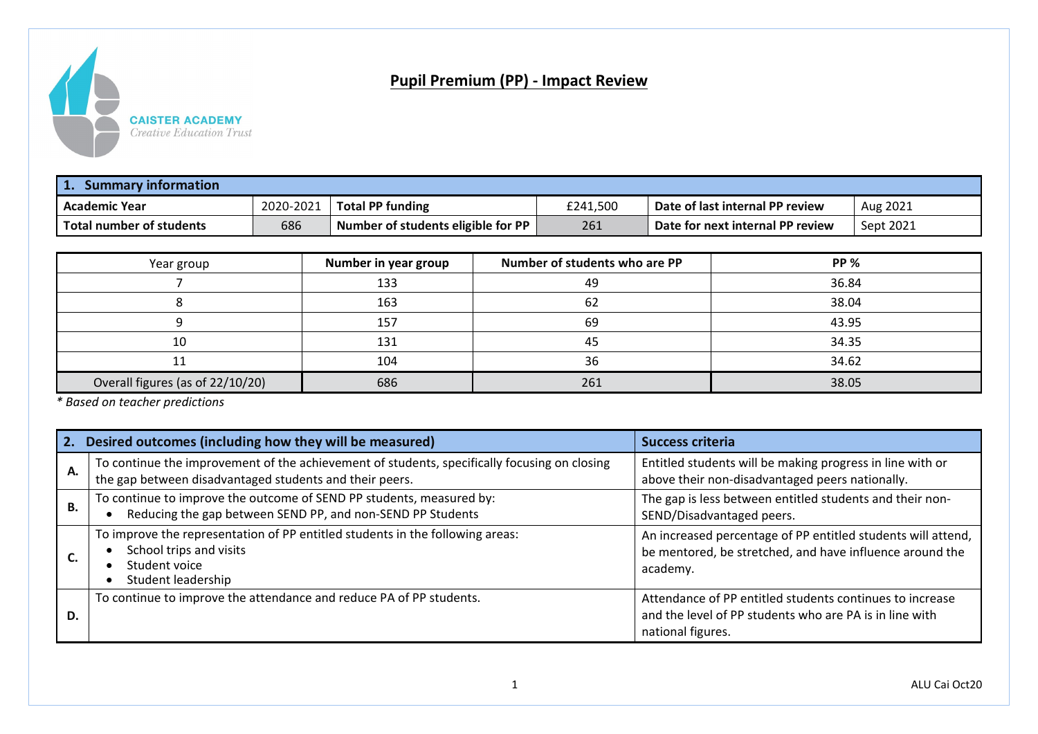CAISTER ACADEMY
*Creative Education Trust*

# Pupil Premium (PP) - Impact Review

| 1. Summary information | | | | | |
|---|---|---|---|---|---|
| **Academic Year** | 2020-2021 | **Total PP funding** | £241,500 | **Date of last internal PP review** | Aug 2021 |
| **Total number of students** | 686 | **Number of students eligible for PP** | 261 | **Date for next internal PP review** | Sept 2021 |

| Year group | Number in year group | Number of students who are PP | PP % |
|---|---|---|---|
| 7 | 133 | 49 | 36.84 |
| 8 | 163 | 62 | 38.04 |
| 9 | 157 | 69 | 43.95 |
| 10 | 131 | 45 | 34.35 |
| 11 | 104 | 36 | 34.62 |
| Overall figures (as of 22/10/20) | 686 | 261 | 38.05 |

*\* Based on teacher predictions*

| | 2. Desired outcomes (including how they will be measured) | Success criteria |
|---|---|---|
| **A.** | To continue the improvement of the achievement of students, specifically focusing on closing the gap between disadvantaged students and their peers. | Entitled students will be making progress in line with or above their non-disadvantaged peers nationally. |
| **B.** | To continue to improve the outcome of SEND PP students, measured by:<br>• Reducing the gap between SEND PP, and non-SEND PP Students | The gap is less between entitled students and their non-SEND/Disadvantaged peers. |
| **C.** | To improve the representation of PP entitled students in the following areas:<br>• School trips and visits<br>• Student voice<br>• Student leadership | An increased percentage of PP entitled students will attend, be mentored, be stretched, and have influence around the academy. |
| **D.** | To continue to improve the attendance and reduce PA of PP students. | Attendance of PP entitled students continues to increase and the level of PP students who are PA is in line with national figures. |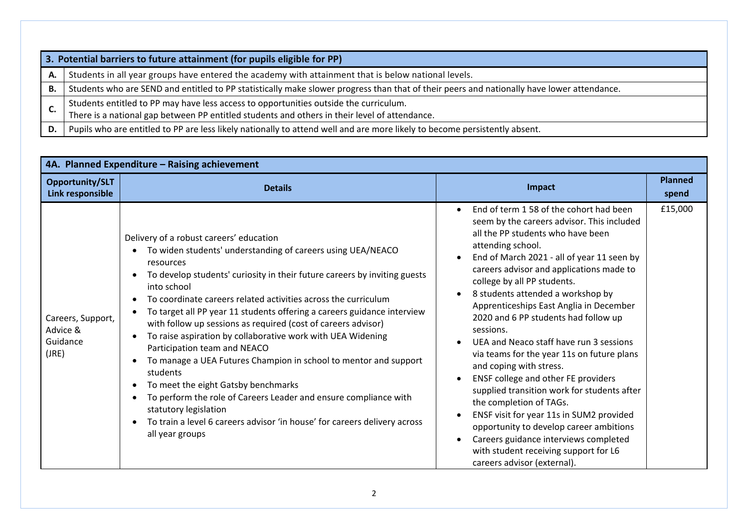| 3. Potential barriers to future attainment (for pupils eligible for PP) | |
|---|---|
| **A.** | Students in all year groups have entered the academy with attainment that is below national levels. |
| **B.** | Students who are SEND and entitled to PP statistically make slower progress than that of their peers and nationally have lower attendance. |
| **C.** | Students entitled to PP may have less access to opportunities outside the curriculum.<br>There is a national gap between PP entitled students and others in their level of attendance. |
| **D.** | Pupils who are entitled to PP are less likely nationally to attend well and are more likely to become persistently absent. |

**4A. Planned Expenditure – Raising achievement**

| Opportunity/SLT Link responsible | Details | Impact | Planned spend |
|---|---|---|---|
| Careers, Support, Advice & Guidance (JRE) | Delivery of a robust careers' education<br>• To widen students' understanding of careers using UEA/NEACO resources<br>• To develop students' curiosity in their future careers by inviting guests into school<br>• To coordinate careers related activities across the curriculum<br>• To target all PP year 11 students offering a careers guidance interview with follow up sessions as required (cost of careers advisor)<br>• To raise aspiration by collaborative work with UEA Widening Participation team and NEACO<br>• To manage a UEA Futures Champion in school to mentor and support students<br>• To meet the eight Gatsby benchmarks<br>• To perform the role of Careers Leader and ensure compliance with statutory legislation<br>• To train a level 6 careers advisor 'in house' for careers delivery across all year groups | • End of term 1 58 of the cohort had been seem by the careers advisor. This included all the PP students who have been attending school.<br>• End of March 2021 - all of year 11 seen by careers advisor and applications made to college by all PP students.<br>• 8 students attended a workshop by Apprenticeships East Anglia in December 2020 and 6 PP students had follow up sessions.<br>• UEA and Neaco staff have run 3 sessions via teams for the year 11s on future plans and coping with stress.<br>• ENSF college and other FE providers supplied transition work for students after the completion of TAGs.<br>• ENSF visit for year 11s in SUM2 provided opportunity to develop career ambitions<br>• Careers guidance interviews completed with student receiving support for L6 careers advisor (external). | £15,000 |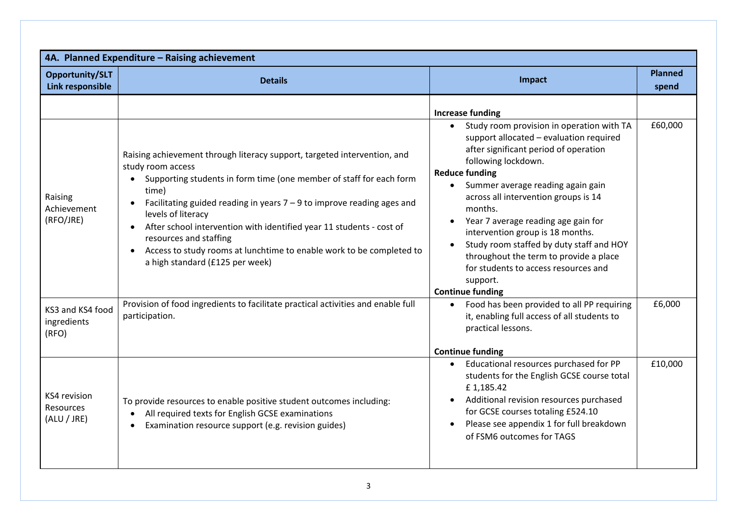| 4A. Planned Expenditure – Raising achievement | | | |
|---|---|---|---|
| **Opportunity/SLT Link responsible** | **Details** | **Impact** | **Planned spend** |
| | | **Increase funding** | |
| Raising Achievement (RFO/JRE) | Raising achievement through literacy support, targeted intervention, and study room access<br>• Supporting students in form time (one member of staff for each form time)<br>• Facilitating guided reading in years 7 – 9 to improve reading ages and levels of literacy<br>• After school intervention with identified year 11 students - cost of resources and staffing<br>• Access to study rooms at lunchtime to enable work to be completed to a high standard (£125 per week) | • Study room provision in operation with TA support allocated – evaluation required after significant period of operation following lockdown.<br>**Reduce funding**<br>• Summer average reading again gain across all intervention groups is 14 months.<br>• Year 7 average reading age gain for intervention group is 18 months.<br>• Study room staffed by duty staff and HOY throughout the term to provide a place for students to access resources and support.<br>**Continue funding** | £60,000 |
| KS3 and KS4 food ingredients (RFO) | Provision of food ingredients to facilitate practical activities and enable full participation. | • Food has been provided to all PP requiring it, enabling full access of all students to practical lessons.<br>**Continue funding** | £6,000 |
| KS4 revision Resources (ALU / JRE) | To provide resources to enable positive student outcomes including:<br>• All required texts for English GCSE examinations<br>• Examination resource support (e.g. revision guides) | • Educational resources purchased for PP students for the English GCSE course total £ 1,185.42<br>• Additional revision resources purchased for GCSE courses totaling £524.10<br>• Please see appendix 1 for full breakdown of FSM6 outcomes for TAGS | £10,000 |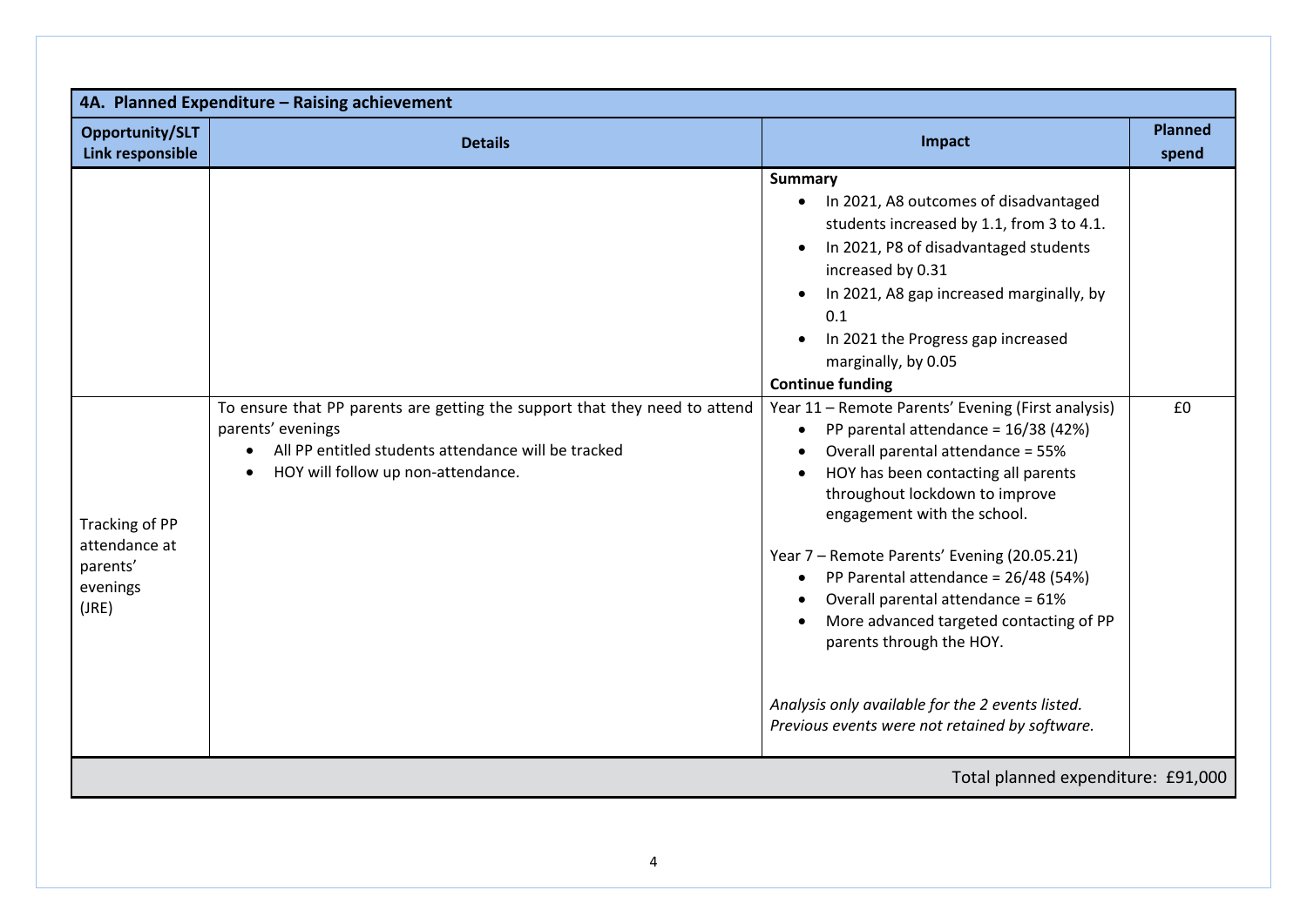| 4A. Planned Expenditure – Raising achievement | | | |
|---|---|---|---|
| **Opportunity/SLT Link responsible** | **Details** | **Impact** | **Planned spend** |
| | | **Summary**<br>• In 2021, A8 outcomes of disadvantaged students increased by 1.1, from 3 to 4.1.<br>• In 2021, P8 of disadvantaged students increased by 0.31<br>• In 2021, A8 gap increased marginally, by 0.1<br>• In 2021 the Progress gap increased marginally, by 0.05<br>**Continue funding** | |
| Tracking of PP attendance at parents' evenings (JRE) | To ensure that PP parents are getting the support that they need to attend parents' evenings<br>• All PP entitled students attendance will be tracked<br>• HOY will follow up non-attendance. | Year 11 – Remote Parents' Evening (First analysis)<br>• PP parental attendance = 16/38 (42%)<br>• Overall parental attendance = 55%<br>• HOY has been contacting all parents throughout lockdown to improve engagement with the school.<br><br>Year 7 – Remote Parents' Evening (20.05.21)<br>• PP Parental attendance = 26/48 (54%)<br>• Overall parental attendance = 61%<br>• More advanced targeted contacting of PP parents through the HOY.<br><br>*Analysis only available for the 2 events listed. Previous events were not retained by software.* | £0 |
| | | | Total planned expenditure: £91,000 |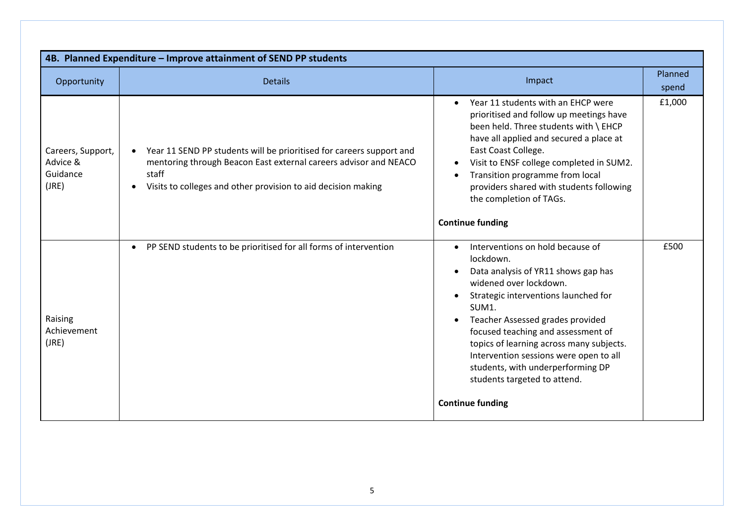| 4B. Planned Expenditure – Improve attainment of SEND PP students | | | |
|---|---|---|---|
| Opportunity | Details | Impact | Planned spend |
| Careers, Support, Advice & Guidance (JRE) | • Year 11 SEND PP students will be prioritised for careers support and mentoring through Beacon East external careers advisor and NEACO staff<br>• Visits to colleges and other provision to aid decision making | • Year 11 students with an EHCP were prioritised and follow up meetings have been held. Three students with \ EHCP have all applied and secured a place at East Coast College.<br>• Visit to ENSF college completed in SUM2.<br>• Transition programme from local providers shared with students following the completion of TAGs.<br><br>**Continue funding** | £1,000 |
| Raising Achievement (JRE) | • PP SEND students to be prioritised for all forms of intervention | • Interventions on hold because of lockdown.<br>• Data analysis of YR11 shows gap has widened over lockdown.<br>• Strategic interventions launched for SUM1.<br>• Teacher Assessed grades provided focused teaching and assessment of topics of learning across many subjects. Intervention sessions were open to all students, with underperforming DP students targeted to attend.<br><br>**Continue funding** | £500 |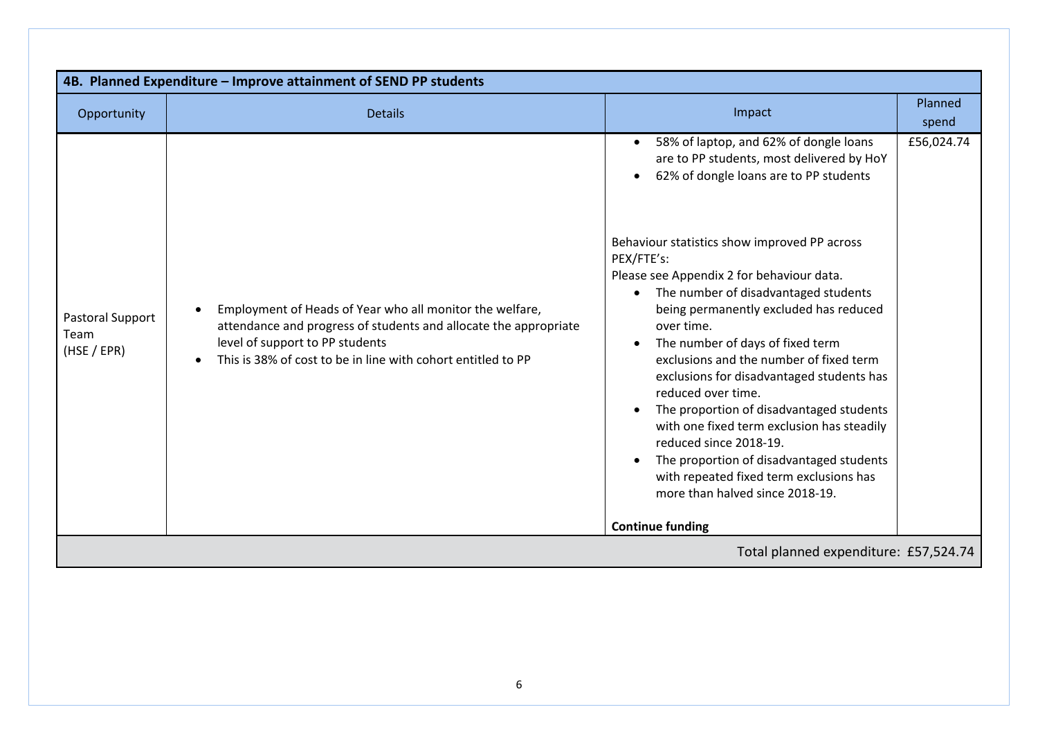| 4B. Planned Expenditure – Improve attainment of SEND PP students | | | |
|---|---|---|---|
| Opportunity | Details | Impact | Planned spend |
| Pastoral Support Team (HSE / EPR) | • Employment of Heads of Year who all monitor the welfare, attendance and progress of students and allocate the appropriate level of support to PP students<br>• This is 38% of cost to be in line with cohort entitled to PP | • 58% of laptop, and 62% of dongle loans are to PP students, most delivered by HoY<br>• 62% of dongle loans are to PP students<br><br>Behaviour statistics show improved PP across PEX/FTE's:<br>Please see Appendix 2 for behaviour data.<br>• The number of disadvantaged students being permanently excluded has reduced over time.<br>• The number of days of fixed term exclusions and the number of fixed term exclusions for disadvantaged students has reduced over time.<br>• The proportion of disadvantaged students with one fixed term exclusion has steadily reduced since 2018-19.<br>• The proportion of disadvantaged students with repeated fixed term exclusions has more than halved since 2018-19.<br><br>**Continue funding** | £56,024.74 |
| | | Total planned expenditure: | £57,524.74 |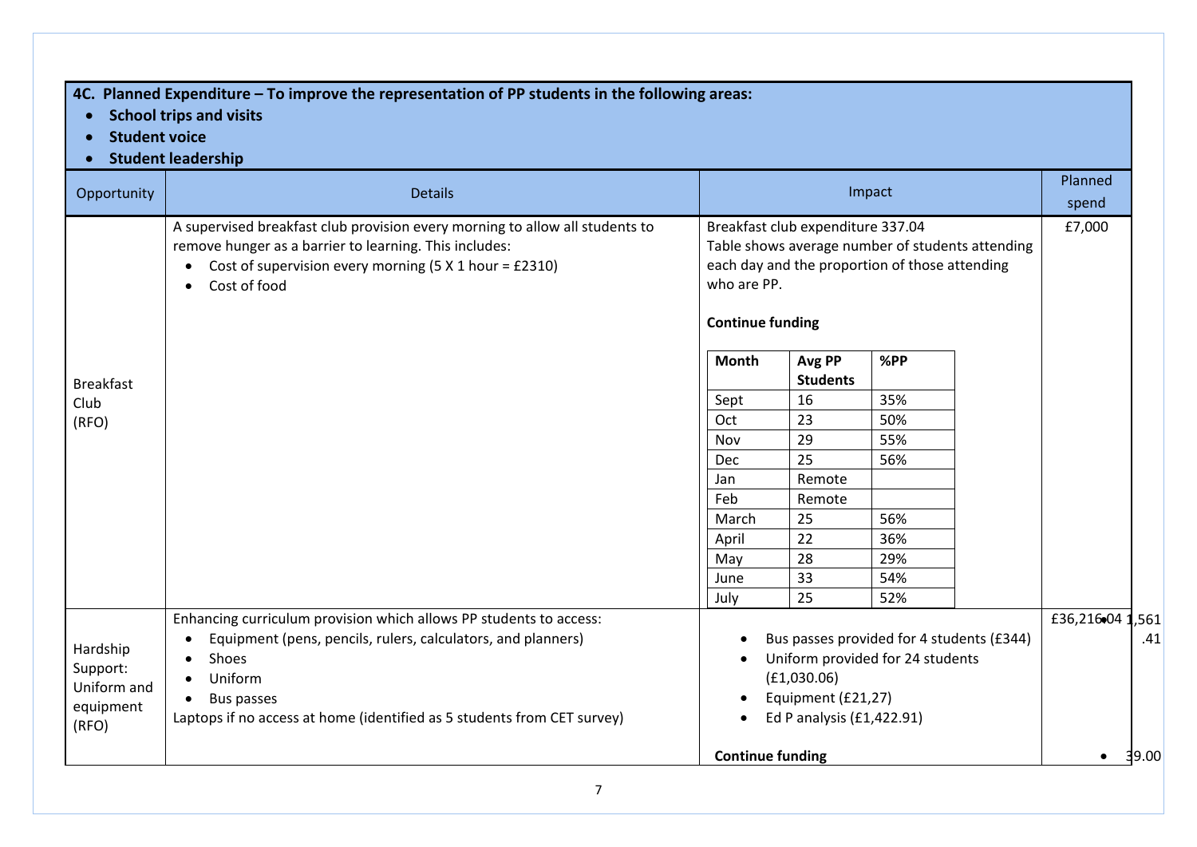**4C. Planned Expenditure – To improve the representation of PP students in the following areas:**

- **School trips and visits**
- **Student voice**
- **Student leadership**

| Opportunity | Details | Impact | Planned spend |
|---|---|---|---|
| Breakfast Club (RFO) | A supervised breakfast club provision every morning to allow all students to remove hunger as a barrier to learning. This includes:<br>• Cost of supervision every morning (5 X 1 hour = £2310)<br>• Cost of food | Breakfast club expenditure 337.04<br>Table shows average number of students attending each day and the proportion of those attending who are PP.<br><br>**Continue funding**<br><br>**Month** / **Avg PP Students** / **%PP**<br>Sept / 16 / 35%<br>Oct / 23 / 50%<br>Nov / 29 / 55%<br>Dec / 25 / 56%<br>Jan / Remote /<br>Feb / Remote /<br>March / 25 / 56%<br>April / 22 / 36%<br>May / 28 / 29%<br>June / 33 / 54%<br>July / 25 / 52% | £7,000 |
| Hardship Support: Uniform and equipment (RFO) | Enhancing curriculum provision which allows PP students to access:<br>• Equipment (pens, pencils, rulers, calculators, and planners)<br>• Shoes<br>• Uniform<br>• Bus passes<br>Laptops if no access at home (identified as 5 students from CET survey) | • Bus passes provided for 4 students (£344)<br>• Uniform provided for 24 students (£1,030.06)<br>• Equipment (£21,27)<br>• Ed P analysis (£1,422.91)<br><br>**Continue funding** | £36,216.04 1,561.41<br>• 39.00 |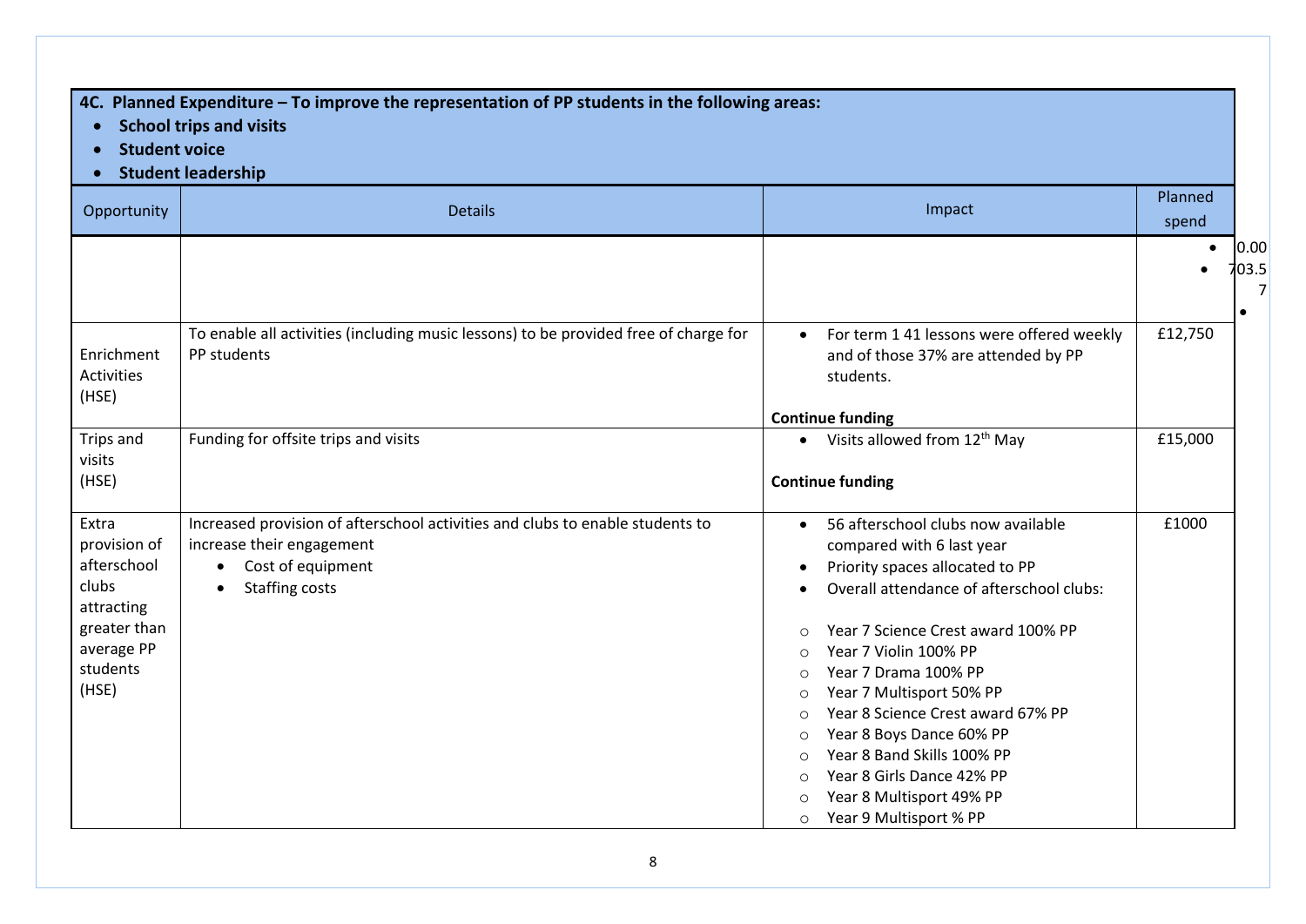**4C. Planned Expenditure – To improve the representation of PP students in the following areas:**

- **School trips and visits**
- **Student voice**
- **Student leadership**

| Opportunity | Details | Impact | Planned spend |
|---|---|---|---|
| | | | • 0.00<br>• 703.57<br>• |
| Enrichment Activities (HSE) | To enable all activities (including music lessons) to be provided free of charge for PP students | • For term 1 41 lessons were offered weekly and of those 37% are attended by PP students.<br><br>**Continue funding** | £12,750 |
| Trips and visits (HSE) | Funding for offsite trips and visits | • Visits allowed from 12th May<br><br>**Continue funding** | £15,000 |
| Extra provision of afterschool clubs attracting greater than average PP students (HSE) | Increased provision of afterschool activities and clubs to enable students to increase their engagement<br>• Cost of equipment<br>• Staffing costs | • 56 afterschool clubs now available compared with 6 last year<br>• Priority spaces allocated to PP<br>• Overall attendance of afterschool clubs:<br><br>○ Year 7 Science Crest award 100% PP<br>○ Year 7 Violin 100% PP<br>○ Year 7 Drama 100% PP<br>○ Year 7 Multisport 50% PP<br>○ Year 8 Science Crest award 67% PP<br>○ Year 8 Boys Dance 60% PP<br>○ Year 8 Band Skills 100% PP<br>○ Year 8 Girls Dance 42% PP<br>○ Year 8 Multisport 49% PP<br>○ Year 9 Multisport % PP | £1000 |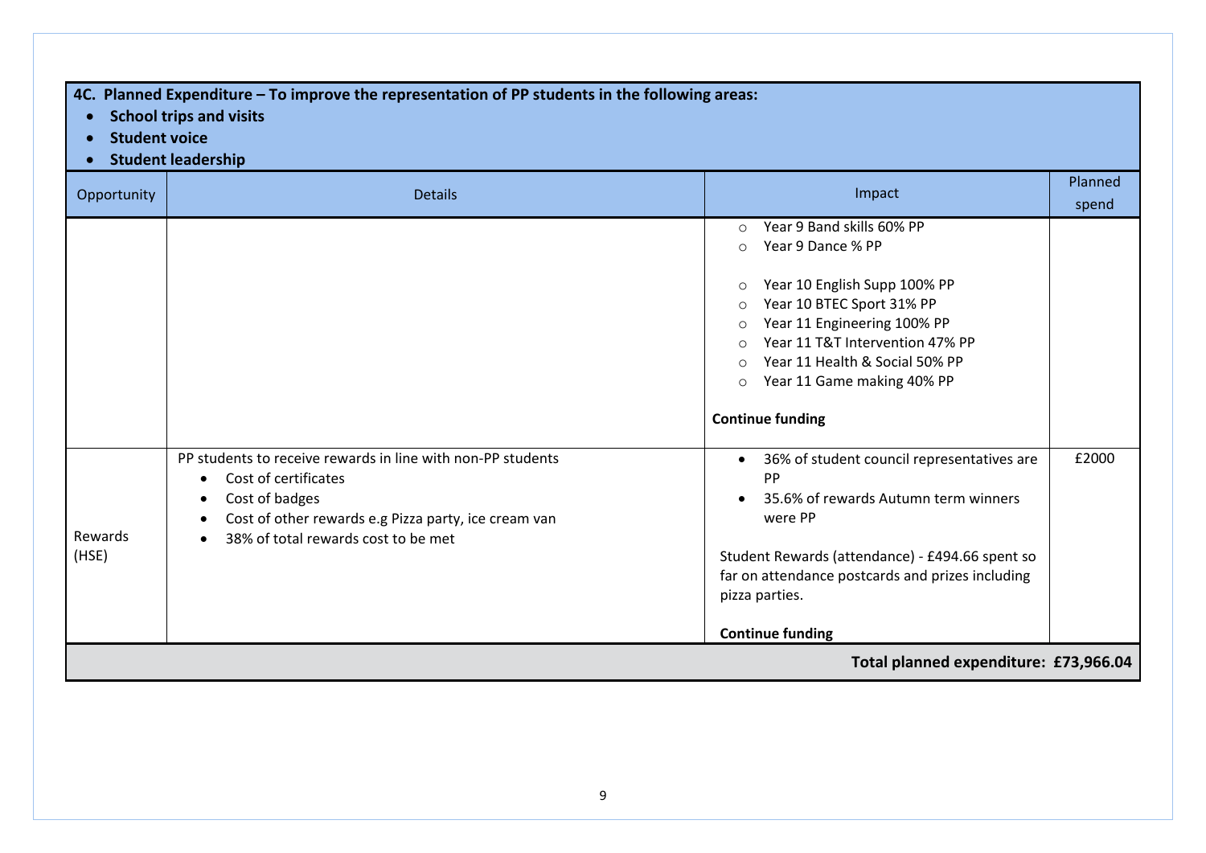**4C. Planned Expenditure – To improve the representation of PP students in the following areas:**

- **School trips and visits**
- **Student voice**
- **Student leadership**

| Opportunity | Details | Impact | Planned spend |
|---|---|---|---|
| | | ○ Year 9 Band skills 60% PP<br>○ Year 9 Dance % PP<br><br>○ Year 10 English Supp 100% PP<br>○ Year 10 BTEC Sport 31% PP<br>○ Year 11 Engineering 100% PP<br>○ Year 11 T&T Intervention 47% PP<br>○ Year 11 Health & Social 50% PP<br>○ Year 11 Game making 40% PP<br><br>**Continue funding** | |
| Rewards (HSE) | PP students to receive rewards in line with non-PP students<br>• Cost of certificates<br>• Cost of badges<br>• Cost of other rewards e.g Pizza party, ice cream van<br>• 38% of total rewards cost to be met | • 36% of student council representatives are PP<br>• 35.6% of rewards Autumn term winners were PP<br><br>Student Rewards (attendance) - £494.66 spent so far on attendance postcards and prizes including pizza parties.<br><br>**Continue funding** | £2000 |
| | | **Total planned expenditure:** | **£73,966.04** |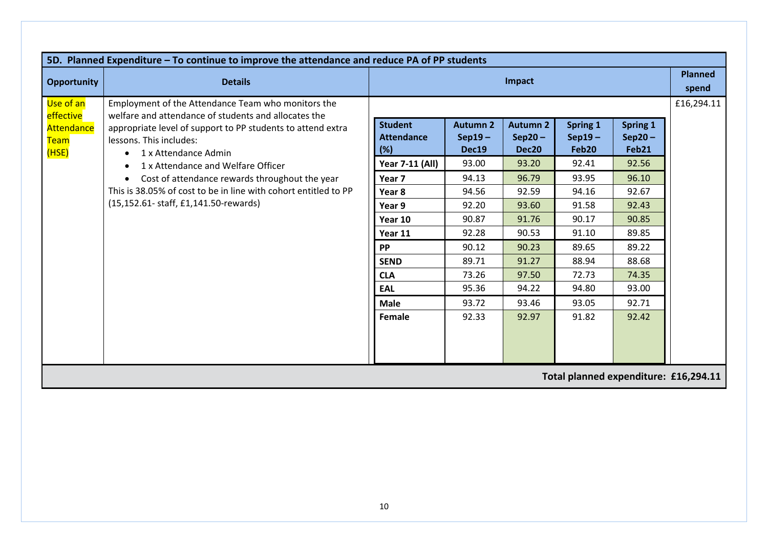**5D. Planned Expenditure – To continue to improve the attendance and reduce PA of PP students**

| Opportunity | Details | Impact | Planned spend |
|---|---|---|---|
| Use of an effective Attendance Team (HSE) | Employment of the Attendance Team who monitors the welfare and attendance of students and allocates the appropriate level of support to PP students to attend extra lessons. This includes: <br>• 1 x Attendance Admin <br>• 1 x Attendance and Welfare Officer <br>• Cost of attendance rewards throughout the year <br>This is 38.05% of cost to be in line with cohort entitled to PP (15,152.61- staff, £1,141.50-rewards) | See table below | £16,294.11 |

| Student Attendance (%) | Autumn 2 Sep19 – Dec19 | Autumn 2 Sep20 – Dec20 | Spring 1 Sep19 – Feb20 | Spring 1 Sep20 – Feb21 |
|---|---|---|---|---|
| **Year 7-11 (All)** | 93.00 | 93.20 | 92.41 | 92.56 |
| **Year 7** | 94.13 | 96.79 | 93.95 | 96.10 |
| **Year 8** | 94.56 | 92.59 | 94.16 | 92.67 |
| **Year 9** | 92.20 | 93.60 | 91.58 | 92.43 |
| **Year 10** | 90.87 | 91.76 | 90.17 | 90.85 |
| **Year 11** | 92.28 | 90.53 | 91.10 | 89.85 |
| **PP** | 90.12 | 90.23 | 89.65 | 89.22 |
| **SEND** | 89.71 | 91.27 | 88.94 | 88.68 |
| **CLA** | 73.26 | 97.50 | 72.73 | 74.35 |
| **EAL** | 95.36 | 94.22 | 94.80 | 93.00 |
| **Male** | 93.72 | 93.46 | 93.05 | 92.71 |
| **Female** | 92.33 | 92.97 | 91.82 | 92.42 |

**Total planned expenditure: £16,294.11**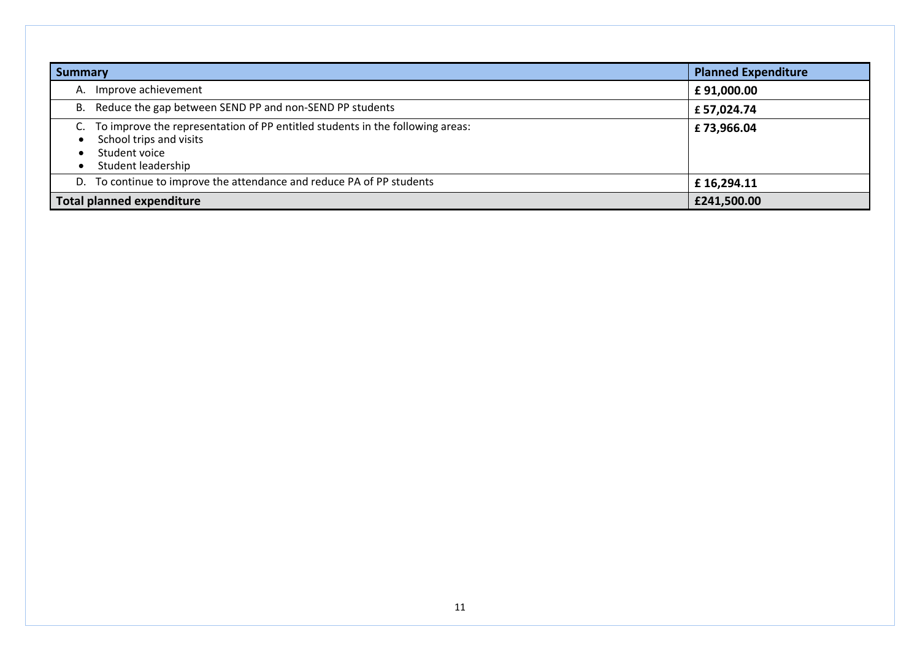| Summary | Planned Expenditure |
|---|---|
| A. Improve achievement | **£ 91,000.00** |
| B. Reduce the gap between SEND PP and non-SEND PP students | **£ 57,024.74** |
| C. To improve the representation of PP entitled students in the following areas:<br>• School trips and visits<br>• Student voice<br>• Student leadership | **£ 73,966.04** |
| D. To continue to improve the attendance and reduce PA of PP students | **£ 16,294.11** |
| **Total planned expenditure** | **£241,500.00** |